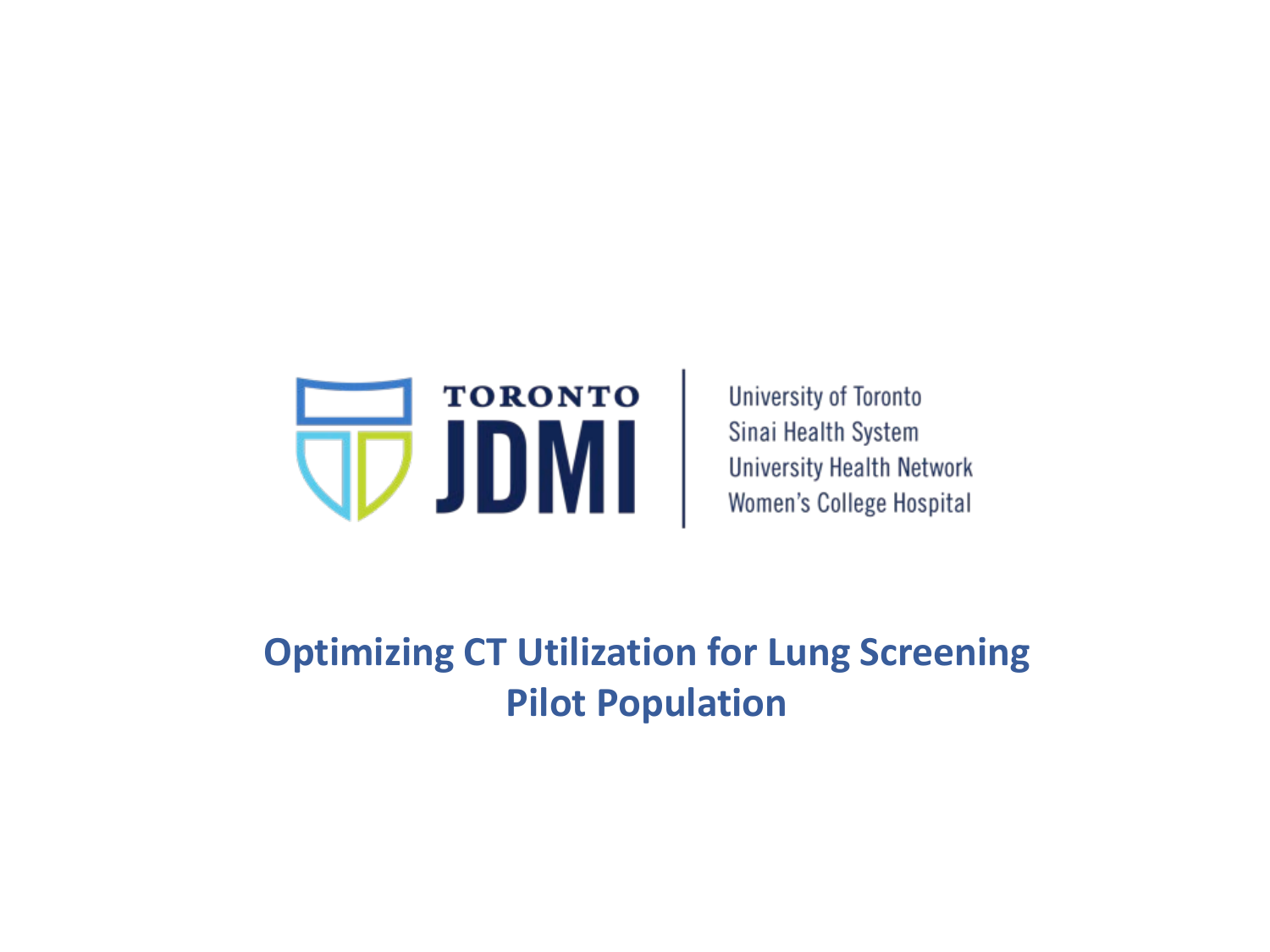TORONTO JDMI

University of Toronto
Sinai Health System
University Health Network
Women's College Hospital

# Optimizing CT Utilization for Lung Screening Pilot Population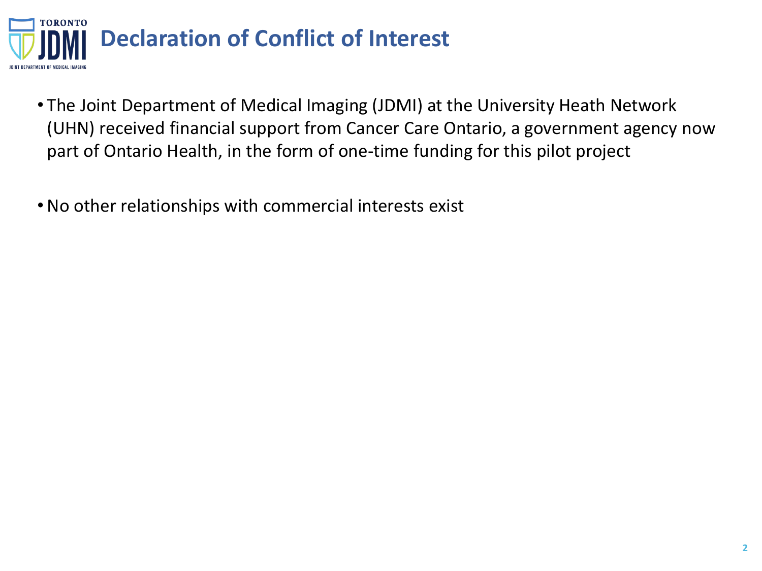# Declaration of Conflict of Interest

- The Joint Department of Medical Imaging (JDMI) at the University Heath Network (UHN) received financial support from Cancer Care Ontario, a government agency now part of Ontario Health, in the form of one-time funding for this pilot project

- No other relationships with commercial interests exist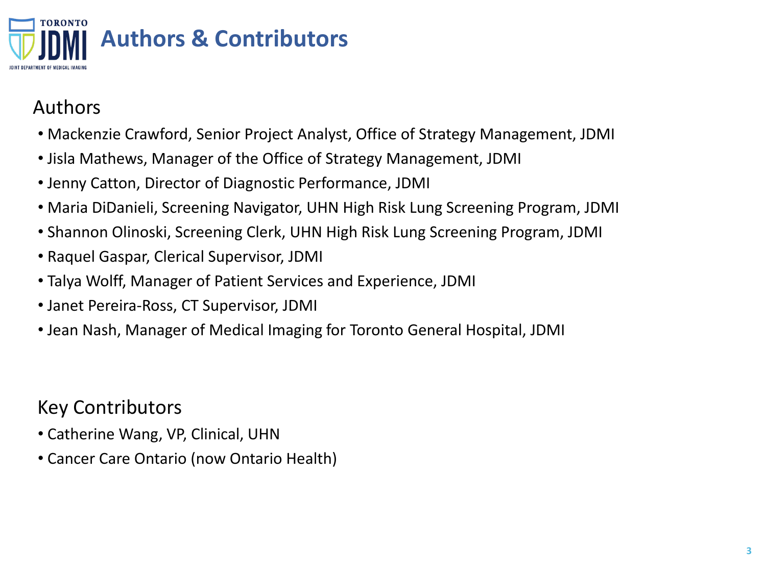# Authors & Contributors

## Authors

- Mackenzie Crawford, Senior Project Analyst, Office of Strategy Management, JDMI
- Jisla Mathews, Manager of the Office of Strategy Management, JDMI
- Jenny Catton, Director of Diagnostic Performance, JDMI
- Maria DiDanieli, Screening Navigator, UHN High Risk Lung Screening Program, JDMI
- Shannon Olinoski, Screening Clerk, UHN High Risk Lung Screening Program, JDMI
- Raquel Gaspar, Clerical Supervisor, JDMI
- Talya Wolff, Manager of Patient Services and Experience, JDMI
- Janet Pereira-Ross, CT Supervisor, JDMI
- Jean Nash, Manager of Medical Imaging for Toronto General Hospital, JDMI

## Key Contributors

- Catherine Wang, VP, Clinical, UHN
- Cancer Care Ontario (now Ontario Health)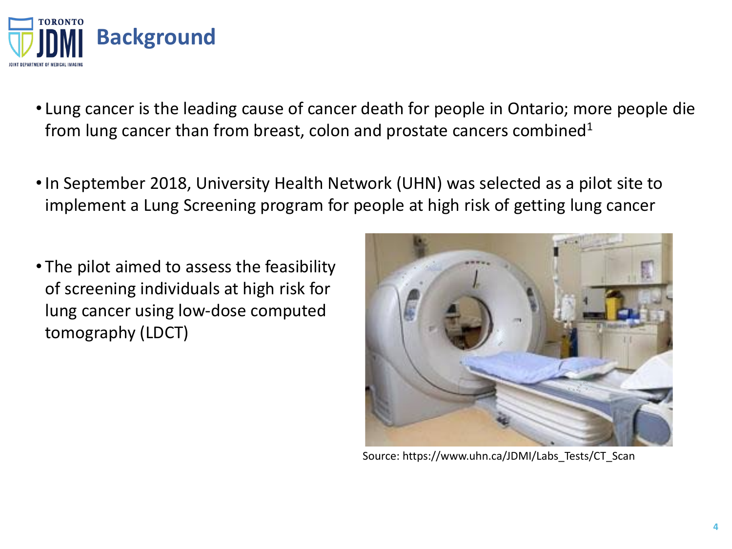# Background

- Lung cancer is the leading cause of cancer death for people in Ontario; more people die from lung cancer than from breast, colon and prostate cancers combined[1]
- In September 2018, University Health Network (UHN) was selected as a pilot site to implement a Lung Screening program for people at high risk of getting lung cancer
- The pilot aimed to assess the feasibility of screening individuals at high risk for lung cancer using low-dose computed tomography (LDCT)

Source: https://www.uhn.ca/JDMI/Labs_Tests/CT_Scan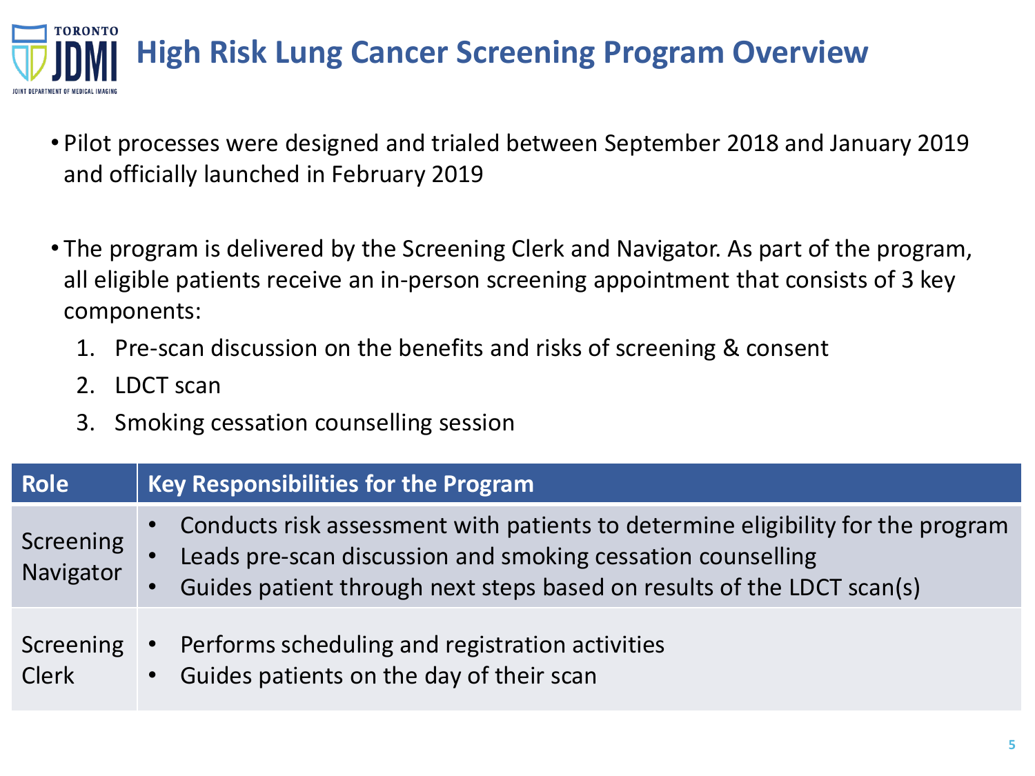# High Risk Lung Cancer Screening Program Overview

- Pilot processes were designed and trialed between September 2018 and January 2019 and officially launched in February 2019

- The program is delivered by the Screening Clerk and Navigator. As part of the program, all eligible patients receive an in-person screening appointment that consists of 3 key components:
  1. Pre-scan discussion on the benefits and risks of screening & consent
  2. LDCT scan
  3. Smoking cessation counselling session

| Role | Key Responsibilities for the Program |
|---|---|
| Screening Navigator | • Conducts risk assessment with patients to determine eligibility for the program<br>• Leads pre-scan discussion and smoking cessation counselling<br>• Guides patient through next steps based on results of the LDCT scan(s) |
| Screening Clerk | • Performs scheduling and registration activities<br>• Guides patients on the day of their scan |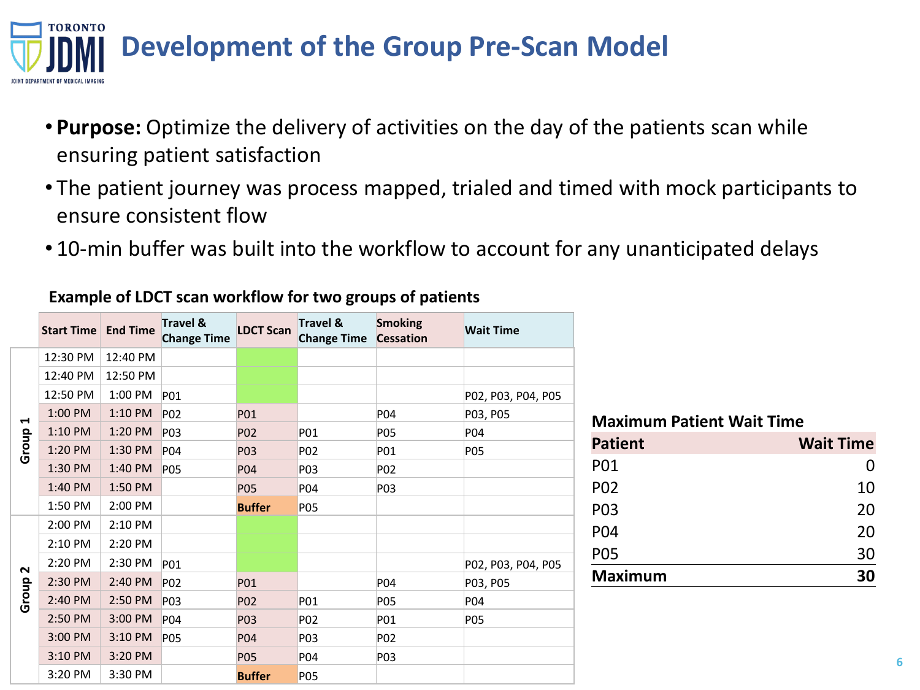# Development of the Group Pre-Scan Model

- **Purpose:** Optimize the delivery of activities on the day of the patients scan while ensuring patient satisfaction
- The patient journey was process mapped, trialed and timed with mock participants to ensure consistent flow
- 10-min buffer was built into the workflow to account for any unanticipated delays

**Example of LDCT scan workflow for two groups of patients**

| | Start Time | End Time | Travel & Change Time | LDCT Scan | Travel & Change Time | Smoking Cessation | Wait Time |
|---|---|---|---|---|---|---|---|
| Group 1 | 12:30 PM | 12:40 PM | | | | | |
| | 12:40 PM | 12:50 PM | | | | | |
| | 12:50 PM | 1:00 PM | P01 | | | | P02, P03, P04, P05 |
| | 1:00 PM | 1:10 PM | P02 | P01 | | P04 | P03, P05 |
| | 1:10 PM | 1:20 PM | P03 | P02 | P01 | P05 | P04 |
| | 1:20 PM | 1:30 PM | P04 | P03 | P02 | P01 | P05 |
| | 1:30 PM | 1:40 PM | P05 | P04 | P03 | P02 | |
| | 1:40 PM | 1:50 PM | | P05 | P04 | P03 | |
| | 1:50 PM | 2:00 PM | | **Buffer** | P05 | | |
| Group 2 | 2:00 PM | 2:10 PM | | | | | |
| | 2:10 PM | 2:20 PM | | | | | |
| | 2:20 PM | 2:30 PM | P01 | | | | P02, P03, P04, P05 |
| | 2:30 PM | 2:40 PM | P02 | P01 | | P04 | P03, P05 |
| | 2:40 PM | 2:50 PM | P03 | P02 | P01 | P05 | P04 |
| | 2:50 PM | 3:00 PM | P04 | P03 | P02 | P01 | P05 |
| | 3:00 PM | 3:10 PM | P05 | P04 | P03 | P02 | |
| | 3:10 PM | 3:20 PM | | P05 | P04 | P03 | |
| | 3:20 PM | 3:30 PM | | **Buffer** | P05 | | |

**Maximum Patient Wait Time**

| Patient | Wait Time |
|---|---|
| P01 | 0 |
| P02 | 10 |
| P03 | 20 |
| P04 | 20 |
| P05 | 30 |
| **Maximum** | **30** |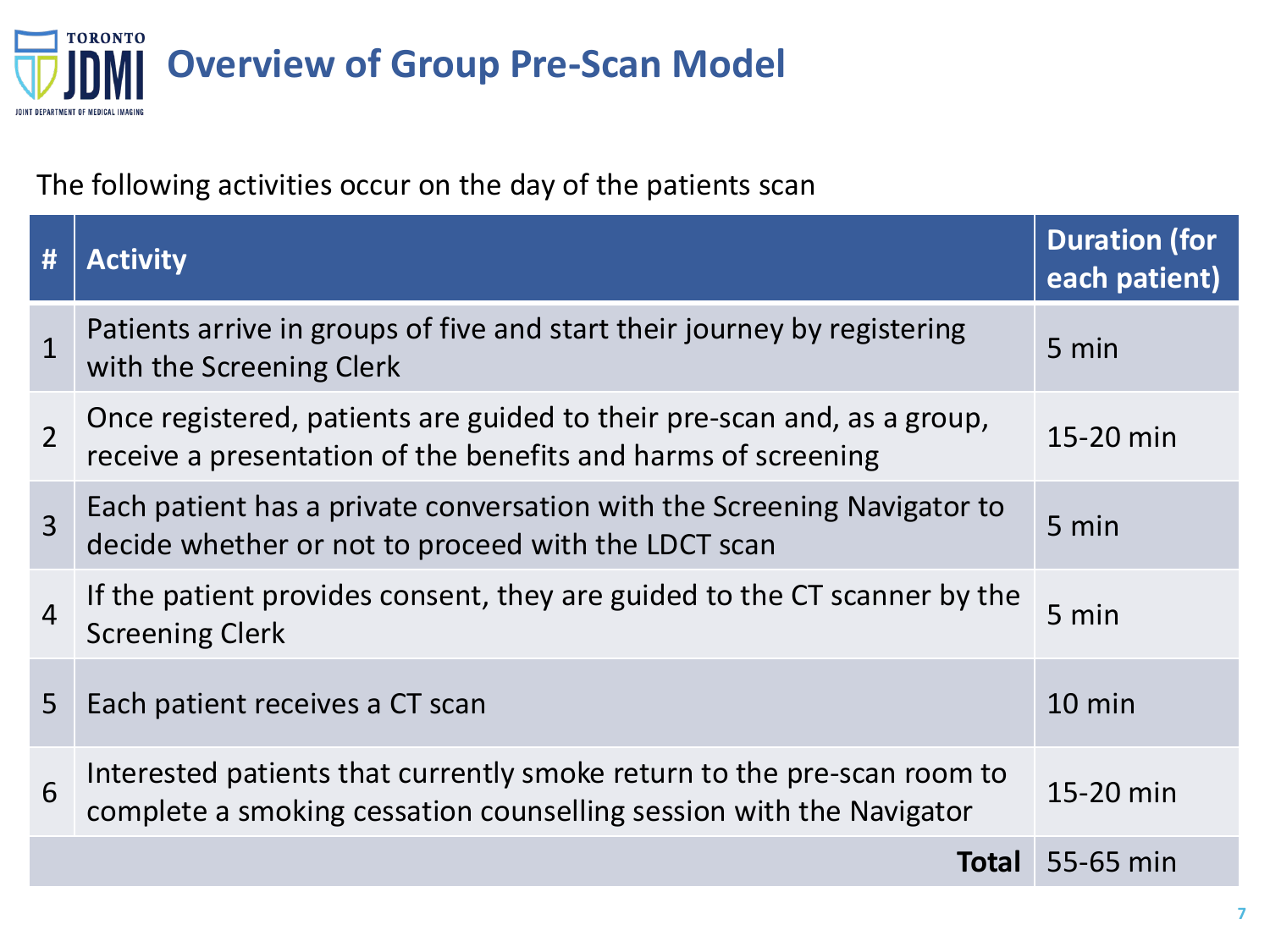# Overview of Group Pre-Scan Model

The following activities occur on the day of the patients scan

| # | Activity | Duration (for each patient) |
|---|---|---|
| 1 | Patients arrive in groups of five and start their journey by registering with the Screening Clerk | 5 min |
| 2 | Once registered, patients are guided to their pre-scan and, as a group, receive a presentation of the benefits and harms of screening | 15-20 min |
| 3 | Each patient has a private conversation with the Screening Navigator to decide whether or not to proceed with the LDCT scan | 5 min |
| 4 | If the patient provides consent, they are guided to the CT scanner by the Screening Clerk | 5 min |
| 5 | Each patient receives a CT scan | 10 min |
| 6 | Interested patients that currently smoke return to the pre-scan room to complete a smoking cessation counselling session with the Navigator | 15-20 min |
| | **Total** | 55-65 min |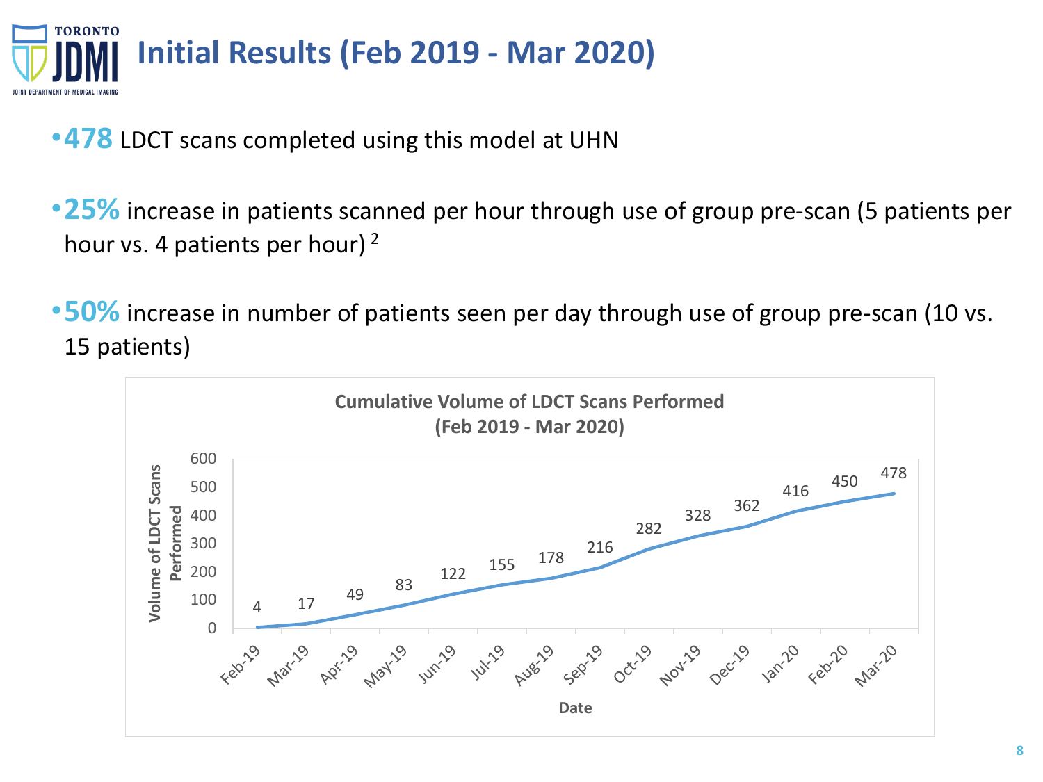# Initial Results (Feb 2019 - Mar 2020)

- **478** LDCT scans completed using this model at UHN
- **25%** increase in patients scanned per hour through use of group pre-scan (5 patients per hour vs. 4 patients per hour) [2]
- **50%** increase in number of patients seen per day through use of group pre-scan (10 vs. 15 patients)

**Cumulative Volume of LDCT Scans Performed (Feb 2019 - Mar 2020)**

| Date | Volume of LDCT Scans Performed |
| --- | --- |
| Feb-19 | 4 |
| Mar-19 | 17 |
| Apr-19 | 49 |
| May-19 | 83 |
| Jun-19 | 122 |
| Jul-19 | 155 |
| Aug-19 | 178 |
| Sep-19 | 216 |
| Oct-19 | 282 |
| Nov-19 | 328 |
| Dec-19 | 362 |
| Jan-20 | 416 |
| Feb-20 | 450 |
| Mar-20 | 478 |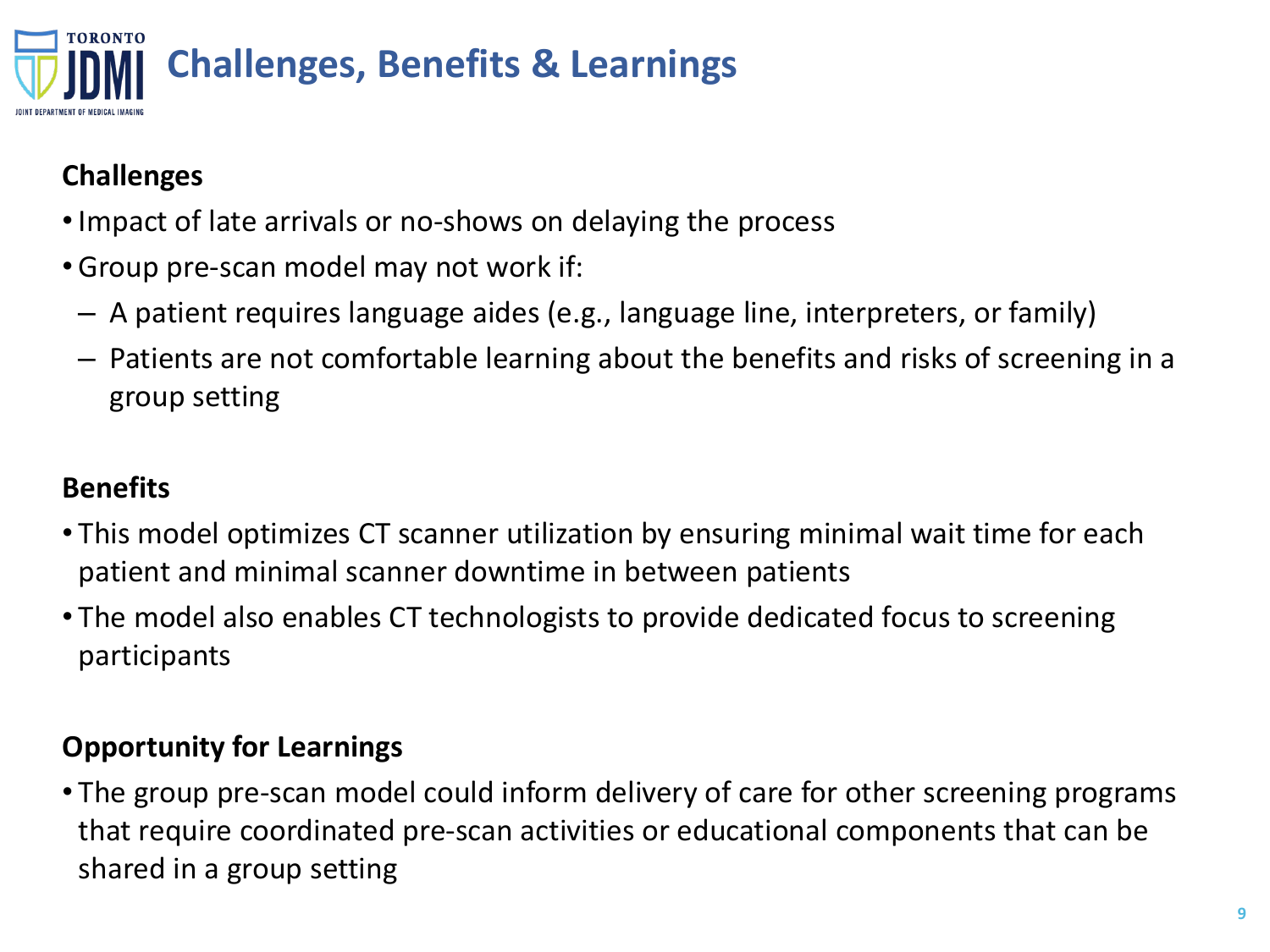# Challenges, Benefits & Learnings

**Challenges**

- Impact of late arrivals or no-shows on delaying the process
- Group pre-scan model may not work if:
  - A patient requires language aides (e.g., language line, interpreters, or family)
  - Patients are not comfortable learning about the benefits and risks of screening in a group setting

**Benefits**

- This model optimizes CT scanner utilization by ensuring minimal wait time for each patient and minimal scanner downtime in between patients
- The model also enables CT technologists to provide dedicated focus to screening participants

**Opportunity for Learnings**

- The group pre-scan model could inform delivery of care for other screening programs that require coordinated pre-scan activities or educational components that can be shared in a group setting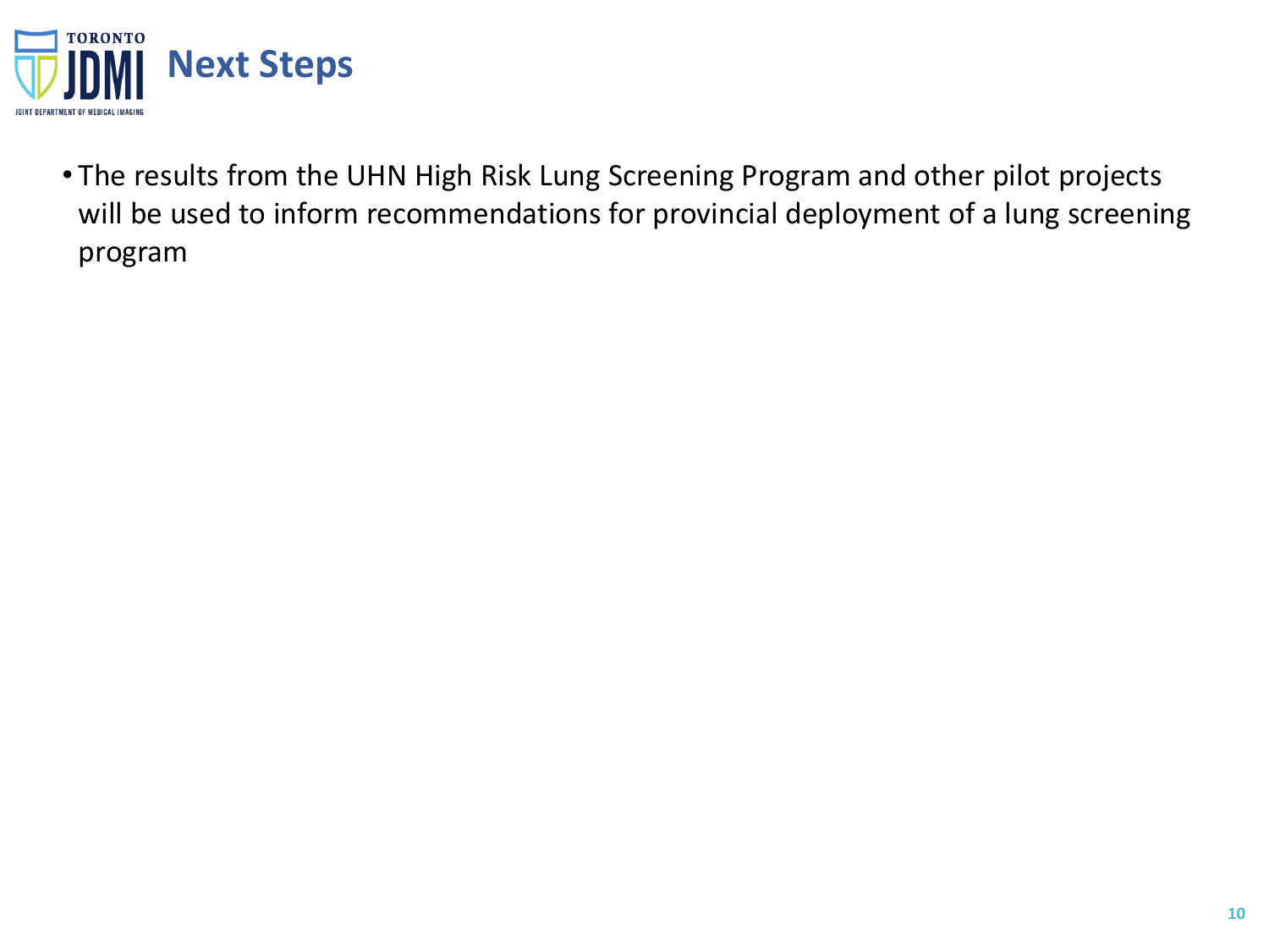# Next Steps

- The results from the UHN High Risk Lung Screening Program and other pilot projects will be used to inform recommendations for provincial deployment of a lung screening program